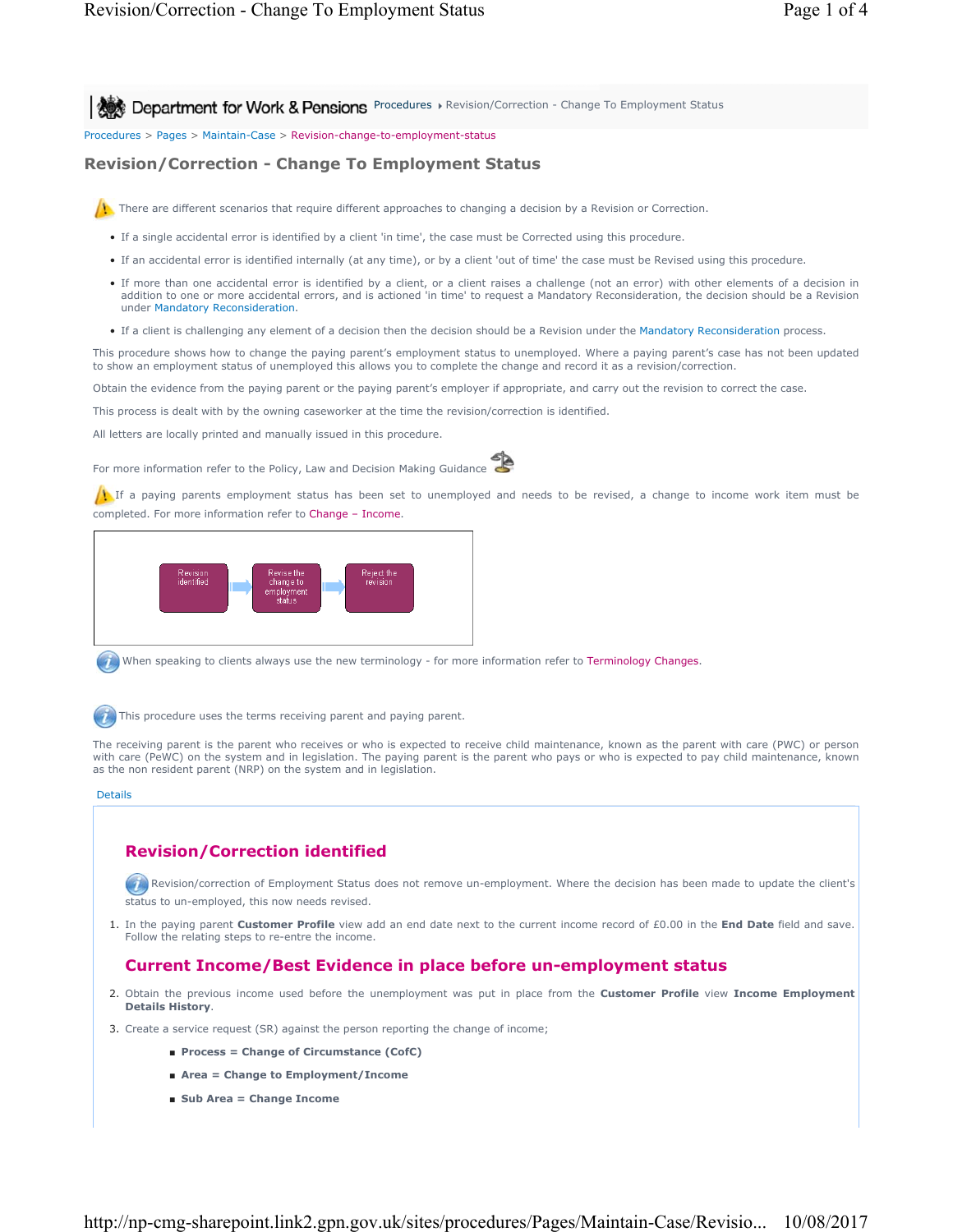Department for Work & Pensions Procedures > Revision/Correction - Change To Employment Status

Procedures > Pages > Maintain-Case > Revision-change-to-employment-status

# Revision/Correction - Change To Employment Status

There are different scenarios that require different approaches to changing a decision by a Revision or Correction.

- If a single accidental error is identified by a client 'in time', the case must be Corrected using this procedure.
- If an accidental error is identified internally (at any time), or by a client 'out of time' the case must be Revised using this procedure.
- If more than one accidental error is identified by a client, or a client raises a challenge (not an error) with other elements of a decision in addition to one or more accidental errors, and is actioned 'in time' to request a Mandatory Reconsideration, the decision should be a Revision under Mandatory Reconsideration.
- If a client is challenging any element of a decision then the decision should be a Revision under the Mandatory Reconsideration process.

This procedure shows how to change the paying parent's employment status to unemployed. Where a paying parent's case has not been updated to show an employment status of unemployed this allows you to complete the change and record it as a revision/correction.

Obtain the evidence from the paying parent or the paying parent's employer if appropriate, and carry out the revision to correct the case.

This process is dealt with by the owning caseworker at the time the revision/correction is identified.

All letters are locally printed and manually issued in this procedure.

For more information refer to the Policy, Law and Decision Making Guidance

If a paying parents employment status has been set to unemployed and needs to be revised, a change to income work item must be completed. For more information refer to Change – Income.

Revision identified → Revise the change to employment status → Reject the revision

When speaking to clients always use the new terminology - for more information refer to Terminology Changes.

This procedure uses the terms receiving parent and paying parent.

The receiving parent is the parent who receives or who is expected to receive child maintenance, known as the parent with care (PWC) or person with care (PeWC) on the system and in legislation. The paying parent is the parent who pays or who is expected to pay child maintenance, known as the non resident parent (NRP) on the system and in legislation.

Details

## Revision/Correction identified

Revision/correction of Employment Status does not remove un-employment. Where the decision has been made to update the client's status to un-employed, this now needs revised.

1. In the paying parent **Customer Profile** view add an end date next to the current income record of £0.00 in the **End Date** field and save. Follow the relating steps to re-entre the income.

## Current Income/Best Evidence in place before un-employment status

2. Obtain the previous income used before the unemployment was put in place from the **Customer Profile** view **Income Employment Details History**.
3. Create a service request (SR) against the person reporting the change of income;
   - **Process = Change of Circumstance (CofC)**
   - **Area = Change to Employment/Income**
   - **Sub Area = Change Income**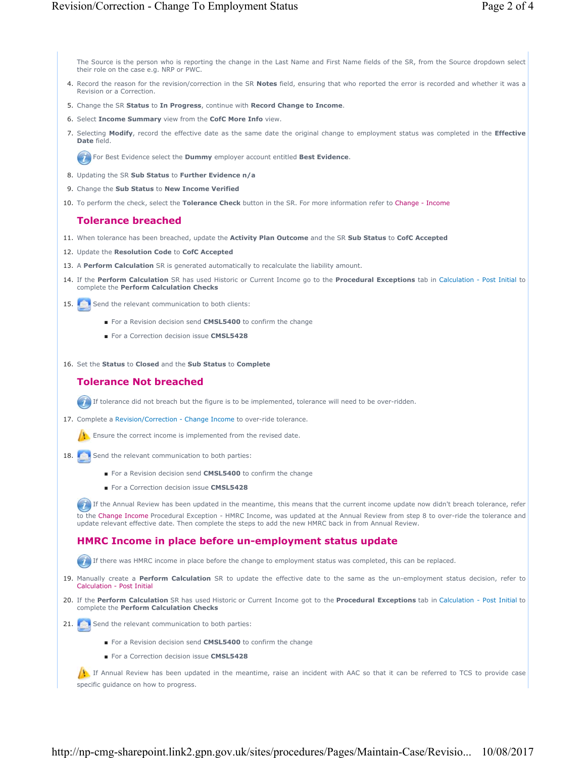The Source is the person who is reporting the change in the Last Name and First Name fields of the SR, from the Source dropdown select their role on the case e.g. NRP or PWC.

4. Record the reason for the revision/correction in the SR **Notes** field, ensuring that who reported the error is recorded and whether it was a Revision or a Correction.
5. Change the SR **Status** to **In Progress**, continue with **Record Change to Income**.
6. Select **Income Summary** view from the **CofC More Info** view.
7. Selecting **Modify**, record the effective date as the same date the original change to employment status was completed in the **Effective Date** field.

   For Best Evidence select the **Dummy** employer account entitled **Best Evidence**.

8. Updating the SR **Sub Status** to **Further Evidence n/a**
9. Change the **Sub Status** to **New Income Verified**
10. To perform the check, select the **Tolerance Check** button in the SR. For more information refer to Change - Income

## Tolerance breached

11. When tolerance has been breached, update the **Activity Plan Outcome** and the SR **Sub Status** to **CofC Accepted**
12. Update the **Resolution Code** to **CofC Accepted**
13. A **Perform Calculation** SR is generated automatically to recalculate the liability amount.
14. If the **Perform Calculation** SR has used Historic or Current Income go to the **Procedural Exceptions** tab in Calculation - Post Initial to complete the **Perform Calculation Checks**
15. Send the relevant communication to both clients:
    - For a Revision decision send **CMSL5400** to confirm the change
    - For a Correction decision issue **CMSL5428**
16. Set the **Status** to **Closed** and the **Sub Status** to **Complete**

## Tolerance Not breached

If tolerance did not breach but the figure is to be implemented, tolerance will need to be over-ridden.

17. Complete a Revision/Correction - Change Income to over-ride tolerance.

    Ensure the correct income is implemented from the revised date.

18. Send the relevant communication to both parties:
    - For a Revision decision send **CMSL5400** to confirm the change
    - For a Correction decision issue **CMSL5428**

    If the Annual Review has been updated in the meantime, this means that the current income update now didn't breach tolerance, refer to the Change Income Procedural Exception - HMRC Income, was updated at the Annual Review from step 8 to over-ride the tolerance and update relevant effective date. Then complete the steps to add the new HMRC back in from Annual Review.

## HMRC Income in place before un-employment status update

If there was HMRC income in place before the change to employment status was completed, this can be replaced.

19. Manually create a **Perform Calculation** SR to update the effective date to the same as the un-employment status decision, refer to Calculation - Post Initial
20. If the **Perform Calculation** SR has used Historic or Current Income got to the **Procedural Exceptions** tab in Calculation - Post Initial to complete the **Perform Calculation Checks**
21. Send the relevant communication to both parties:
    - For a Revision decision send **CMSL5400** to confirm the change
    - For a Correction decision issue **CMSL5428**

    If Annual Review has been updated in the meantime, raise an incident with AAC so that it can be referred to TCS to provide case specific guidance on how to progress.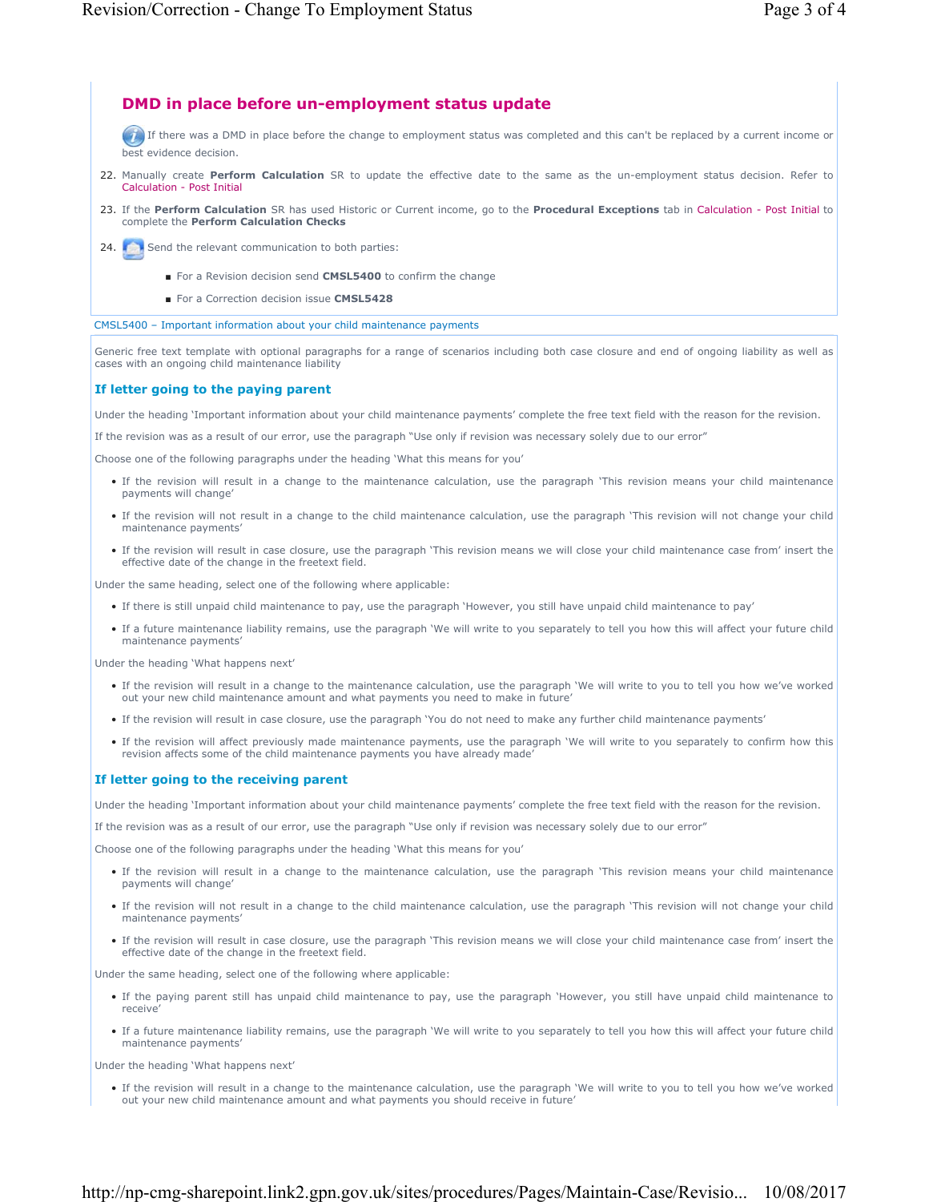## DMD in place before un-employment status update

If there was a DMD in place before the change to employment status was completed and this can't be replaced by a current income or best evidence decision.

22. Manually create **Perform Calculation** SR to update the effective date to the same as the un-employment status decision. Refer to Calculation - Post Initial
23. If the **Perform Calculation** SR has used Historic or Current income, go to the **Procedural Exceptions** tab in Calculation - Post Initial to complete the **Perform Calculation Checks**
24. Send the relevant communication to both parties:
    - For a Revision decision send **CMSL5400** to confirm the change
    - For a Correction decision issue **CMSL5428**

CMSL5400 – Important information about your child maintenance payments

Generic free text template with optional paragraphs for a range of scenarios including both case closure and end of ongoing liability as well as cases with an ongoing child maintenance liability

### If letter going to the paying parent

Under the heading 'Important information about your child maintenance payments' complete the free text field with the reason for the revision.

If the revision was as a result of our error, use the paragraph "Use only if revision was necessary solely due to our error"

Choose one of the following paragraphs under the heading 'What this means for you'

- If the revision will result in a change to the maintenance calculation, use the paragraph 'This revision means your child maintenance payments will change'
- If the revision will not result in a change to the child maintenance calculation, use the paragraph 'This revision will not change your child maintenance payments'
- If the revision will result in case closure, use the paragraph 'This revision means we will close your child maintenance case from' insert the effective date of the change in the freetext field.

Under the same heading, select one of the following where applicable:

- If there is still unpaid child maintenance to pay, use the paragraph 'However, you still have unpaid child maintenance to pay'
- If a future maintenance liability remains, use the paragraph 'We will write to you separately to tell you how this will affect your future child maintenance payments'

Under the heading 'What happens next'

- If the revision will result in a change to the maintenance calculation, use the paragraph 'We will write to you to tell you how we've worked out your new child maintenance amount and what payments you need to make in future'
- If the revision will result in case closure, use the paragraph 'You do not need to make any further child maintenance payments'
- If the revision will affect previously made maintenance payments, use the paragraph 'We will write to you separately to confirm how this revision affects some of the child maintenance payments you have already made'

### If letter going to the receiving parent

Under the heading 'Important information about your child maintenance payments' complete the free text field with the reason for the revision.

If the revision was as a result of our error, use the paragraph "Use only if revision was necessary solely due to our error"

Choose one of the following paragraphs under the heading 'What this means for you'

- If the revision will result in a change to the maintenance calculation, use the paragraph 'This revision means your child maintenance payments will change'
- If the revision will not result in a change to the child maintenance calculation, use the paragraph 'This revision will not change your child maintenance payments'
- If the revision will result in case closure, use the paragraph 'This revision means we will close your child maintenance case from' insert the effective date of the change in the freetext field.

Under the same heading, select one of the following where applicable:

- If the paying parent still has unpaid child maintenance to pay, use the paragraph 'However, you still have unpaid child maintenance to receive'
- If a future maintenance liability remains, use the paragraph 'We will write to you separately to tell you how this will affect your future child maintenance payments'

Under the heading 'What happens next'

- If the revision will result in a change to the maintenance calculation, use the paragraph 'We will write to you to tell you how we've worked out your new child maintenance amount and what payments you should receive in future'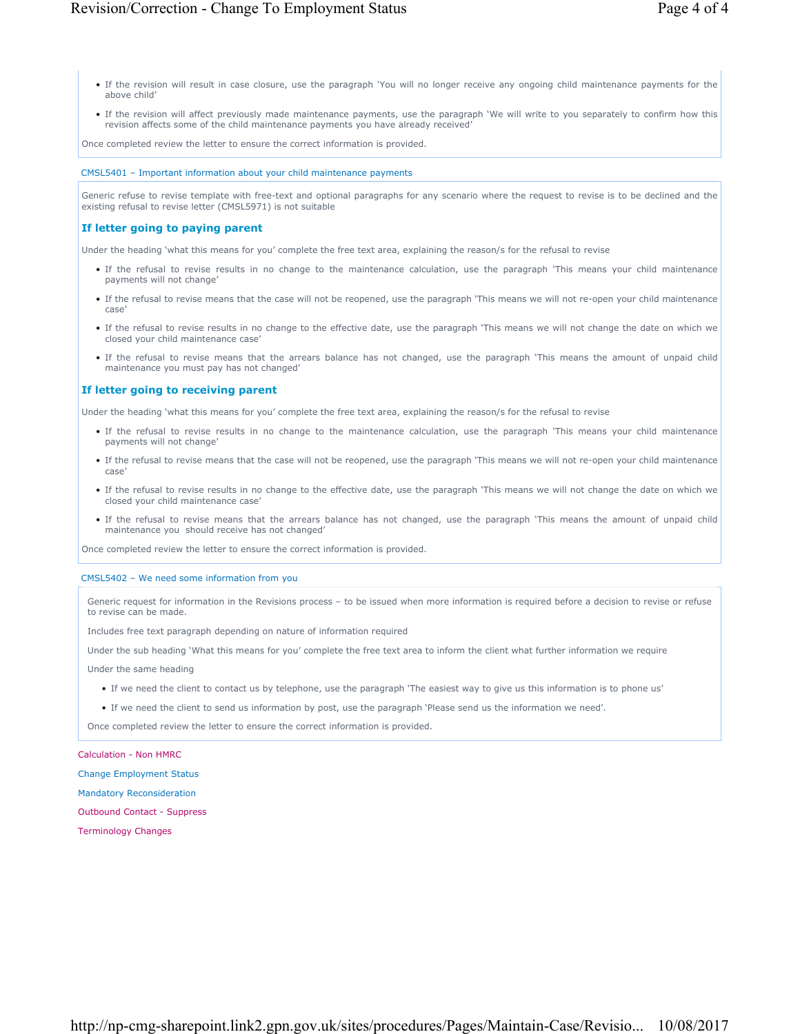- If the revision will result in case closure, use the paragraph 'You will no longer receive any ongoing child maintenance payments for the above child'
- If the revision will affect previously made maintenance payments, use the paragraph 'We will write to you separately to confirm how this revision affects some of the child maintenance payments you have already received'

Once completed review the letter to ensure the correct information is provided.

CMSL5401 – Important information about your child maintenance payments

Generic refuse to revise template with free-text and optional paragraphs for any scenario where the request to revise is to be declined and the existing refusal to revise letter (CMSL5971) is not suitable

### If letter going to paying parent

Under the heading 'what this means for you' complete the free text area, explaining the reason/s for the refusal to revise

- If the refusal to revise results in no change to the maintenance calculation, use the paragraph 'This means your child maintenance payments will not change'
- If the refusal to revise means that the case will not be reopened, use the paragraph 'This means we will not re-open your child maintenance case'
- If the refusal to revise results in no change to the effective date, use the paragraph 'This means we will not change the date on which we closed your child maintenance case'
- If the refusal to revise means that the arrears balance has not changed, use the paragraph 'This means the amount of unpaid child maintenance you must pay has not changed'

### If letter going to receiving parent

Under the heading 'what this means for you' complete the free text area, explaining the reason/s for the refusal to revise

- If the refusal to revise results in no change to the maintenance calculation, use the paragraph 'This means your child maintenance payments will not change'
- If the refusal to revise means that the case will not be reopened, use the paragraph 'This means we will not re-open your child maintenance case'
- If the refusal to revise results in no change to the effective date, use the paragraph 'This means we will not change the date on which we closed your child maintenance case'
- If the refusal to revise means that the arrears balance has not changed, use the paragraph 'This means the amount of unpaid child maintenance you should receive has not changed'

Once completed review the letter to ensure the correct information is provided.

CMSL5402 – We need some information from you

Generic request for information in the Revisions process – to be issued when more information is required before a decision to revise or refuse to revise can be made.

Includes free text paragraph depending on nature of information required

Under the sub heading 'What this means for you' complete the free text area to inform the client what further information we require

Under the same heading

- If we need the client to contact us by telephone, use the paragraph 'The easiest way to give us this information is to phone us'
- If we need the client to send us information by post, use the paragraph 'Please send us the information we need'.

Once completed review the letter to ensure the correct information is provided.

Calculation - Non HMRC

Change Employment Status

Mandatory Reconsideration

Outbound Contact - Suppress

Terminology Changes